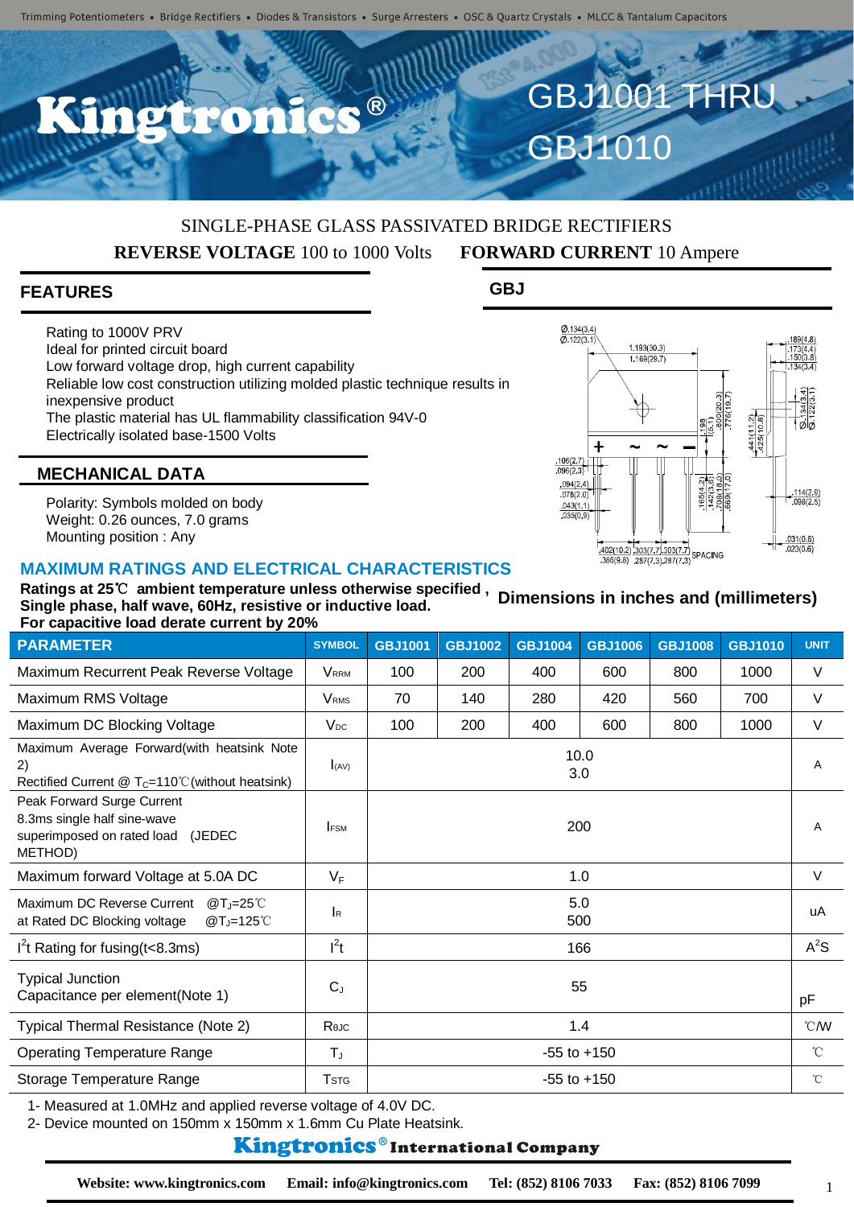Trimming Potentiometers • Bridge Rectifiers • Diodes & Transistors • Surge Arresters • OSC & Quartz Crystals • MLCC & Tantalum Capacitors

# Kingtronics®

# GBJ1001 THRU GBJ1010

SINGLE-PHASE GLASS PASSIVATED BRIDGE RECTIFIERS

**REVERSE VOLTAGE** 100 to 1000 Volts **FORWARD CURRENT** 10 Ampere

## FEATURES

- Rating to 1000V PRV
- Ideal for printed circuit board
- Low forward voltage drop, high current capability
- Reliable low cost construction utilizing molded plastic technique results in inexpensive product
- The plastic material has UL flammability classification 94V-0
- Electrically isolated base-1500 Volts

## MECHANICAL DATA

- Polarity: Symbols molded on body
- Weight: 0.26 ounces, 7.0 grams
- Mounting position : Any

## GBJ

Dimensions in inches and (millimeters)

## MAXIMUM RATINGS AND ELECTRICAL CHARACTERISTICS

**Ratings at 25℃ ambient temperature unless otherwise specified ,**
**Single phase, half wave, 60Hz, resistive or inductive load.**
**For capacitive load derate current by 20%**

| PARAMETER | SYMBOL | GBJ1001 | GBJ1002 | GBJ1004 | GBJ1006 | GBJ1008 | GBJ1010 | UNIT |
|---|---|---|---|---|---|---|---|---|
| Maximum Recurrent Peak Reverse Voltage | $V_{RRM}$ | 100 | 200 | 400 | 600 | 800 | 1000 | V |
| Maximum RMS Voltage | $V_{RMS}$ | 70 | 140 | 280 | 420 | 560 | 700 | V |
| Maximum DC Blocking Voltage | $V_{DC}$ | 100 | 200 | 400 | 600 | 800 | 1000 | V |
| Maximum Average Forward(with heatsink Note 2) Rectified Current @ $T_C$=110℃(without heatsink) | $I_{(AV)}$ | 10.0 / 3.0 | | | | | | A |
| Peak Forward Surge Current 8.3ms single half sine-wave superimposed on rated load (JEDEC METHOD) | $I_{FSM}$ | 200 | | | | | | A |
| Maximum forward Voltage at 5.0A DC | $V_F$ | 1.0 | | | | | | V |
| Maximum DC Reverse Current @$T_J$=25℃ at Rated DC Blocking voltage @$T_J$=125℃ | $I_R$ | 5.0 / 500 | | | | | | uA |
| $I^2t$ Rating for fusing(t<8.3ms) | $I^2t$ | 166 | | | | | | $A^2S$ |
| Typical Junction Capacitance per element(Note 1) | $C_J$ | 55 | | | | | | pF |
| Typical Thermal Resistance (Note 2) | $R_{\theta JC}$ | 1.4 | | | | | | ℃/W |
| Operating Temperature Range | $T_J$ | -55 to +150 | | | | | | ℃ |
| Storage Temperature Range | $T_{STG}$ | -55 to +150 | | | | | | ℃ |

1- Measured at 1.0MHz and applied reverse voltage of 4.0V DC.
2- Device mounted on 150mm x 150mm x 1.6mm Cu Plate Heatsink.

**Kingtronics® International Company**

**Website: www.kingtronics.com Email: info@kingtronics.com Tel: (852) 8106 7033 Fax: (852) 8106 7099**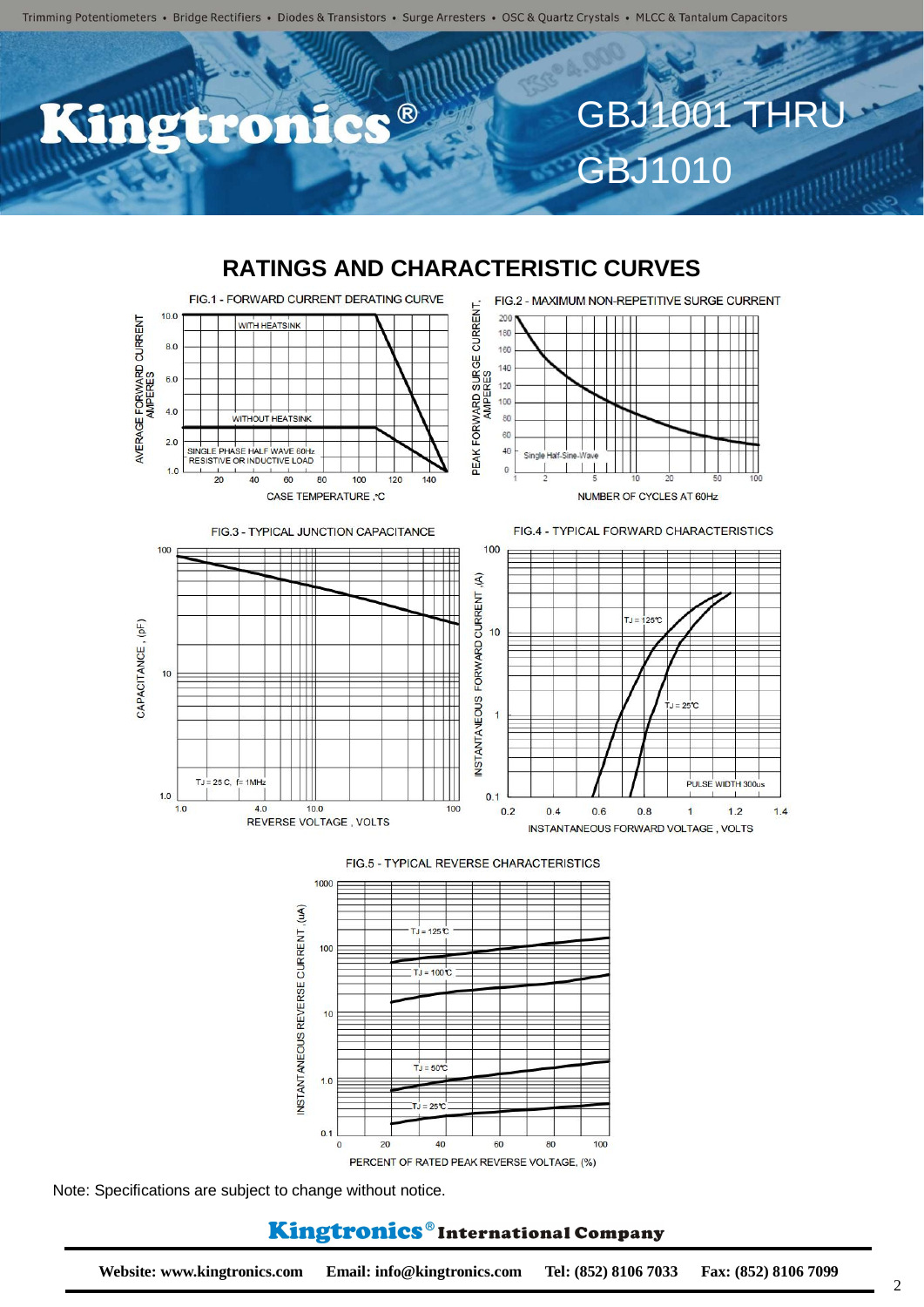# GBJ1001 THRU GBJ1010

## RATINGS AND CHARACTERISTIC CURVES

FIG.1 - FORWARD CURRENT DERATING CURVE

AVERAGE FORWARD CURRENT AMPERES

10.0
8.0
6.0
4.0
2.0
1.0

WITH HEATSINK

WITHOUT HEATSINK

SINGLE PHASE HALF WAVE 60Hz
RESISTIVE OR INDUCTIVE LOAD

20 40 60 80 100 120 140

CASE TEMPERATURE ,℃

FIG.2 - MAXIMUM NON-REPETITIVE SURGE CURRENT

PEAK FORWARD SURGE CURRENT, AMPERES

200
180
160
140
120
100
80
60
40
0

Single Half-Sine-Wave

1 2 5 10 20 50 100

NUMBER OF CYCLES AT 60Hz

FIG.3 - TYPICAL JUNCTION CAPACITANCE

CAPACITANCE , (pF)

100
10
1.0

TJ = 25 C, f= 1MHz

1.0 4.0 10.0 100

REVERSE VOLTAGE , VOLTS

FIG.4 - TYPICAL FORWARD CHARACTERISTICS

INSTANTANEOUS FORWARD CURRENT ,(A)

100
10
1
0.1

TJ = 125℃

TJ = 25℃

PULSE WIDTH 300us

0.2 0.4 0.6 0.8 1 1.2 1.4

INSTANTANEOUS FORWARD VOLTAGE , VOLTS

FIG.5 - TYPICAL REVERSE CHARACTERISTICS

INSTANTANEOUS REVERSE CURRENT ,(uA)

1000
100
10
1.0
0.1

TJ = 125℃

TJ = 100℃

TJ = 50℃

TJ = 25℃

0 20 40 60 80 100

PERCENT OF RATED PEAK REVERSE VOLTAGE, (%)

Note: Specifications are subject to change without notice.

**Kingtronics® International Company**

**Website: www.kingtronics.com Email: info@kingtronics.com Tel: (852) 8106 7033 Fax: (852) 8106 7099**